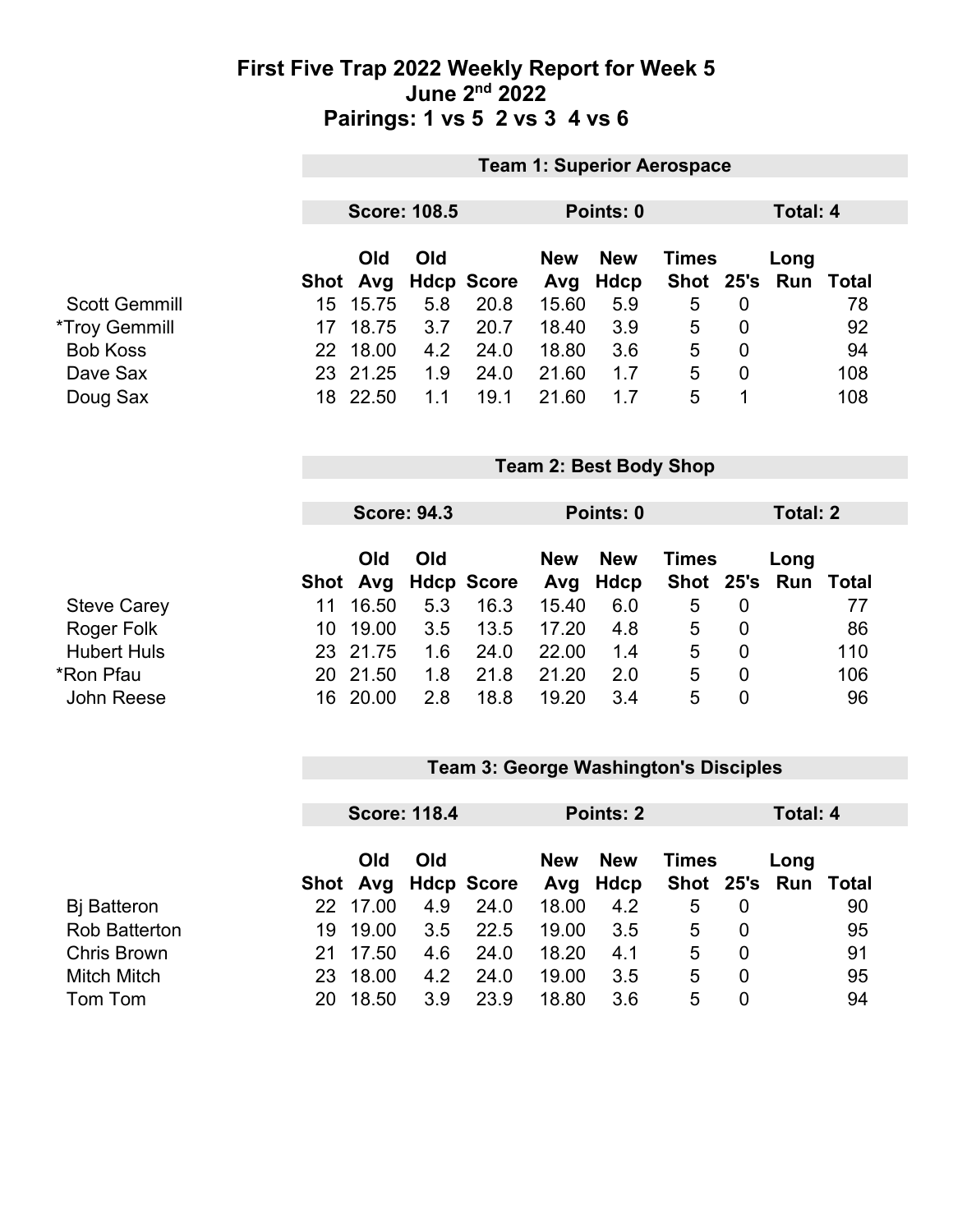# First Five Trap 2022 Weekly Report for Week 5
## June 2nd 2022
## Pairings: 1 vs 5  2 vs 3  4 vs 6

**Team 1: Superior Aerospace**

**Score: 108.5** | **Points: 0** | **Total: 4**

| | Shot | Old Avg | Old Hdcp | Score | New Avg | New Hdcp | Times Shot | 25's | Long Run | Total |
|---|---|---|---|---|---|---|---|---|---|---|
| Scott Gemmill | 15 | 15.75 | 5.8 | 20.8 | 15.60 | 5.9 | 5 | 0 | | 78 |
| *Troy Gemmill | 17 | 18.75 | 3.7 | 20.7 | 18.40 | 3.9 | 5 | 0 | | 92 |
| Bob Koss | 22 | 18.00 | 4.2 | 24.0 | 18.80 | 3.6 | 5 | 0 | | 94 |
| Dave Sax | 23 | 21.25 | 1.9 | 24.0 | 21.60 | 1.7 | 5 | 0 | | 108 |
| Doug Sax | 18 | 22.50 | 1.1 | 19.1 | 21.60 | 1.7 | 5 | 1 | | 108 |

**Team 2: Best Body Shop**

**Score: 94.3** | **Points: 0** | **Total: 2**

| | Shot | Old Avg | Old Hdcp | Score | New Avg | New Hdcp | Times Shot | 25's | Long Run | Total |
|---|---|---|---|---|---|---|---|---|---|---|
| Steve Carey | 11 | 16.50 | 5.3 | 16.3 | 15.40 | 6.0 | 5 | 0 | | 77 |
| Roger Folk | 10 | 19.00 | 3.5 | 13.5 | 17.20 | 4.8 | 5 | 0 | | 86 |
| Hubert Huls | 23 | 21.75 | 1.6 | 24.0 | 22.00 | 1.4 | 5 | 0 | | 110 |
| *Ron Pfau | 20 | 21.50 | 1.8 | 21.8 | 21.20 | 2.0 | 5 | 0 | | 106 |
| John Reese | 16 | 20.00 | 2.8 | 18.8 | 19.20 | 3.4 | 5 | 0 | | 96 |

**Team 3: George Washington's Disciples**

**Score: 118.4** | **Points: 2** | **Total: 4**

| | Shot | Old Avg | Old Hdcp | Score | New Avg | New Hdcp | Times Shot | 25's | Long Run | Total |
|---|---|---|---|---|---|---|---|---|---|---|
| Bj Batteron | 22 | 17.00 | 4.9 | 24.0 | 18.00 | 4.2 | 5 | 0 | | 90 |
| Rob Batterton | 19 | 19.00 | 3.5 | 22.5 | 19.00 | 3.5 | 5 | 0 | | 95 |
| Chris Brown | 21 | 17.50 | 4.6 | 24.0 | 18.20 | 4.1 | 5 | 0 | | 91 |
| Mitch Mitch | 23 | 18.00 | 4.2 | 24.0 | 19.00 | 3.5 | 5 | 0 | | 95 |
| Tom Tom | 20 | 18.50 | 3.9 | 23.9 | 18.80 | 3.6 | 5 | 0 | | 94 |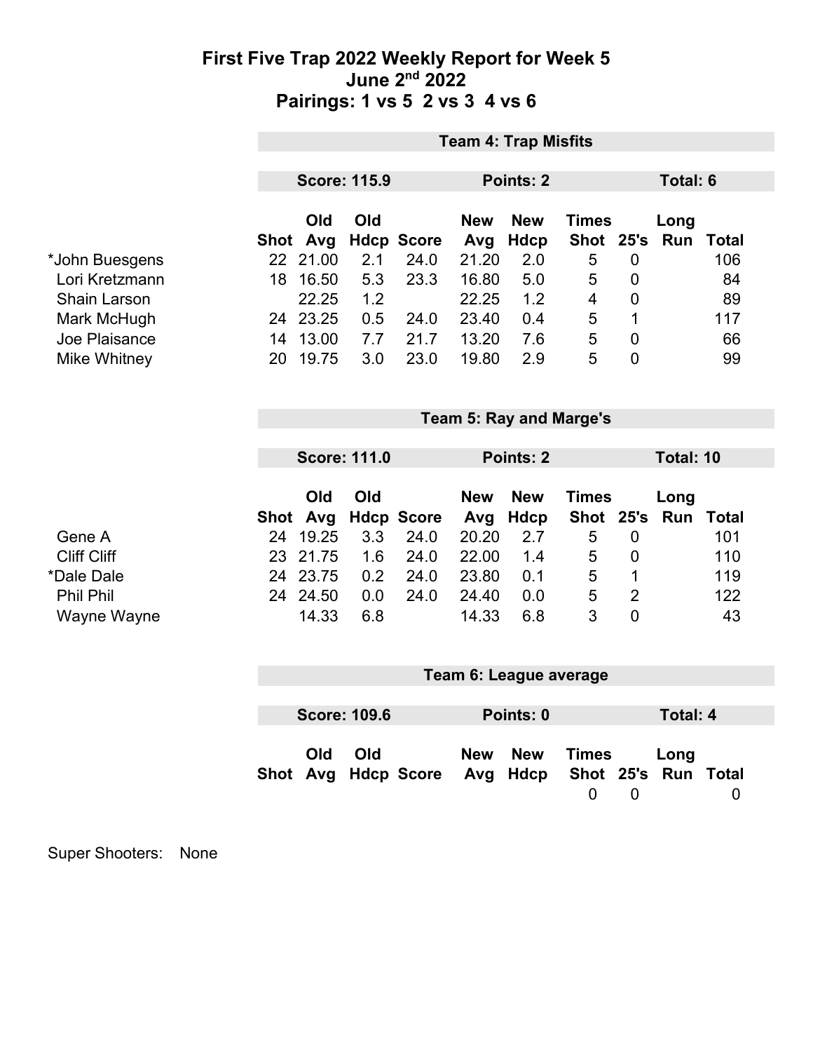# First Five Trap 2022 Weekly Report for Week 5
## June 2nd 2022
## Pairings: 1 vs 5 2 vs 3 4 vs 6

**Team 4: Trap Misfits**

**Score: 115.9** | **Points: 2** | **Total: 6**

| | Shot | Old Avg | Old Hdcp | Score | New Avg | New Hdcp | Times Shot | 25's | Long Run | Total |
|---|---|---|---|---|---|---|---|---|---|---|
| *John Buesgens | 22 | 21.00 | 2.1 | 24.0 | 21.20 | 2.0 | 5 | 0 | | 106 |
| Lori Kretzmann | 18 | 16.50 | 5.3 | 23.3 | 16.80 | 5.0 | 5 | 0 | | 84 |
| Shain Larson | | 22.25 | 1.2 | | 22.25 | 1.2 | 4 | 0 | | 89 |
| Mark McHugh | 24 | 23.25 | 0.5 | 24.0 | 23.40 | 0.4 | 5 | 1 | | 117 |
| Joe Plaisance | 14 | 13.00 | 7.7 | 21.7 | 13.20 | 7.6 | 5 | 0 | | 66 |
| Mike Whitney | 20 | 19.75 | 3.0 | 23.0 | 19.80 | 2.9 | 5 | 0 | | 99 |

**Team 5: Ray and Marge's**

**Score: 111.0** | **Points: 2** | **Total: 10**

| | Shot | Old Avg | Old Hdcp | Score | New Avg | New Hdcp | Times Shot | 25's | Long Run | Total |
|---|---|---|---|---|---|---|---|---|---|---|
| Gene A | 24 | 19.25 | 3.3 | 24.0 | 20.20 | 2.7 | 5 | 0 | | 101 |
| Cliff Cliff | 23 | 21.75 | 1.6 | 24.0 | 22.00 | 1.4 | 5 | 0 | | 110 |
| *Dale Dale | 24 | 23.75 | 0.2 | 24.0 | 23.80 | 0.1 | 5 | 1 | | 119 |
| Phil Phil | 24 | 24.50 | 0.0 | 24.0 | 24.40 | 0.0 | 5 | 2 | | 122 |
| Wayne Wayne | | 14.33 | 6.8 | | 14.33 | 6.8 | 3 | 0 | | 43 |

**Team 6: League average**

**Score: 109.6** | **Points: 0** | **Total: 4**

| | Shot | Old Avg | Old Hdcp | Score | New Avg | New Hdcp | Times Shot | 25's | Long Run | Total |
|---|---|---|---|---|---|---|---|---|---|---|
| | | | | | | | 0 | 0 | | 0 |

Super Shooters: None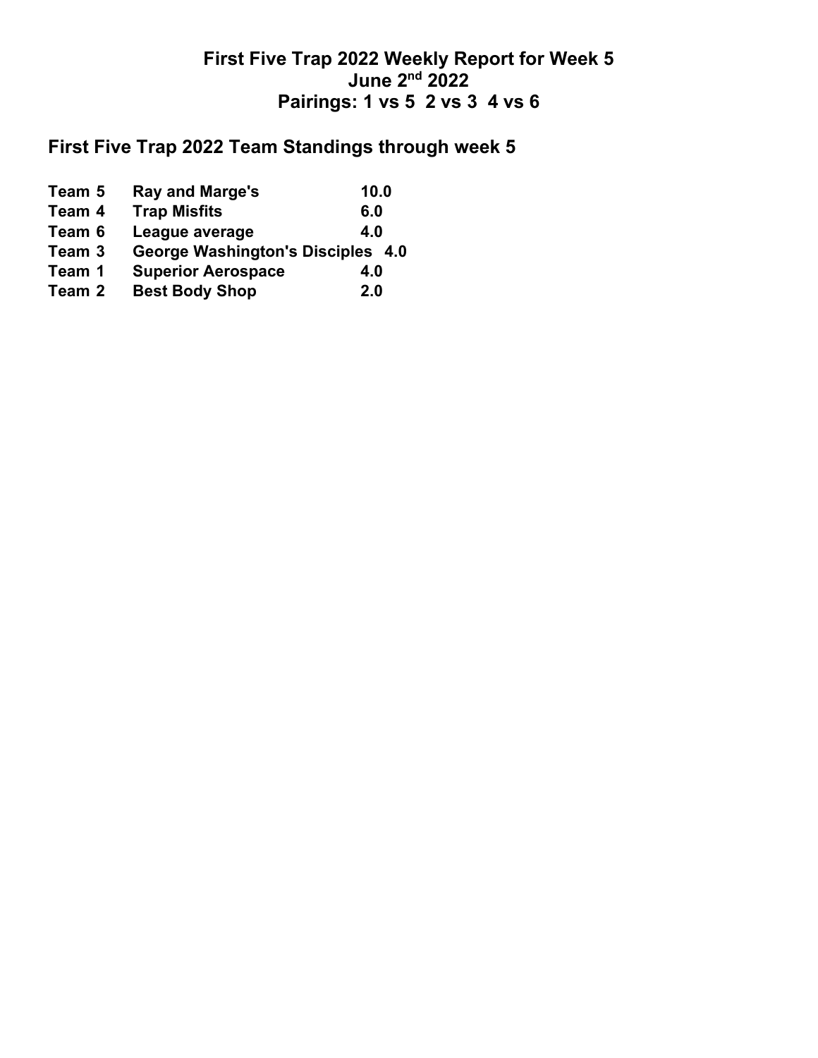# First Five Trap 2022 Weekly Report for Week 5
# June 2nd 2022
# Pairings: 1 vs 5  2 vs 3  4 vs 6

## First Five Trap 2022 Team Standings through week 5

| | | |
|---|---|---|
| **Team 5** | **Ray and Marge's** | **10.0** |
| **Team 4** | **Trap Misfits** | **6.0** |
| **Team 6** | **League average** | **4.0** |
| **Team 3** | **George Washington's Disciples** | **4.0** |
| **Team 1** | **Superior Aerospace** | **4.0** |
| **Team 2** | **Best Body Shop** | **2.0** |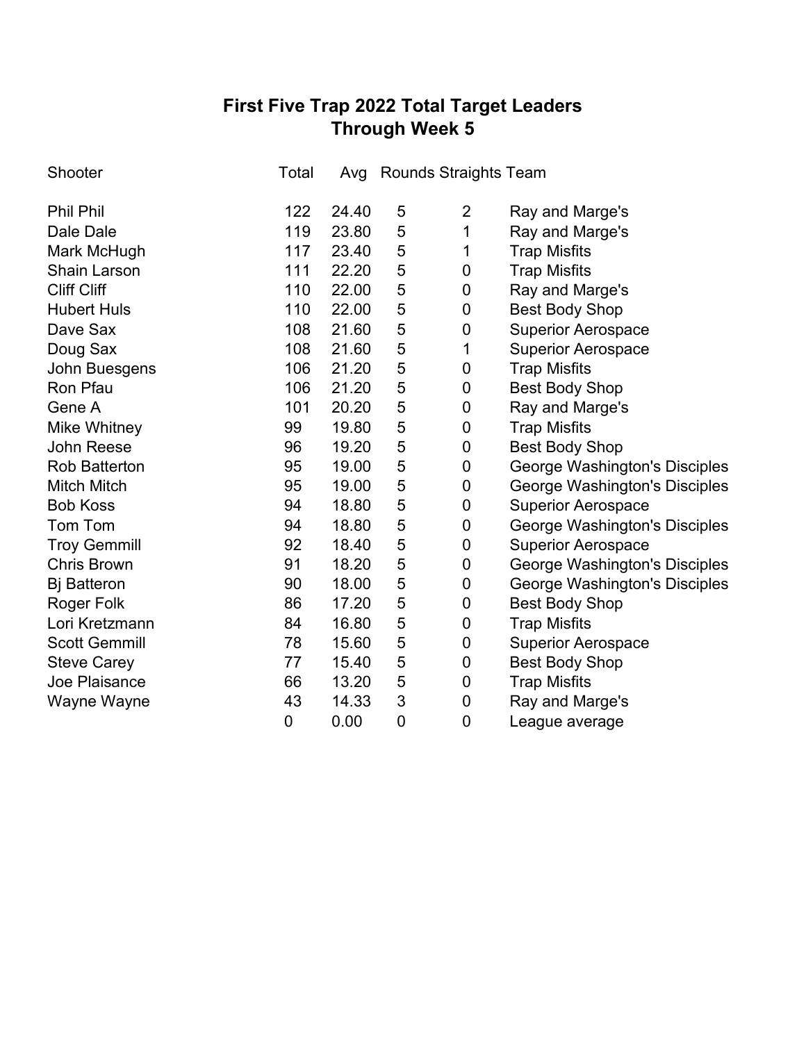# First Five Trap 2022 Total Target Leaders
## Through Week 5

| Shooter | Total | Avg | Rounds | Straights | Team |
|---|---|---|---|---|---|
| Phil Phil | 122 | 24.40 | 5 | 2 | Ray and Marge's |
| Dale Dale | 119 | 23.80 | 5 | 1 | Ray and Marge's |
| Mark McHugh | 117 | 23.40 | 5 | 1 | Trap Misfits |
| Shain Larson | 111 | 22.20 | 5 | 0 | Trap Misfits |
| Cliff Cliff | 110 | 22.00 | 5 | 0 | Ray and Marge's |
| Hubert Huls | 110 | 22.00 | 5 | 0 | Best Body Shop |
| Dave Sax | 108 | 21.60 | 5 | 0 | Superior Aerospace |
| Doug Sax | 108 | 21.60 | 5 | 1 | Superior Aerospace |
| John Buesgens | 106 | 21.20 | 5 | 0 | Trap Misfits |
| Ron Pfau | 106 | 21.20 | 5 | 0 | Best Body Shop |
| Gene A | 101 | 20.20 | 5 | 0 | Ray and Marge's |
| Mike Whitney | 99 | 19.80 | 5 | 0 | Trap Misfits |
| John Reese | 96 | 19.20 | 5 | 0 | Best Body Shop |
| Rob Batterton | 95 | 19.00 | 5 | 0 | George Washington's Disciples |
| Mitch Mitch | 95 | 19.00 | 5 | 0 | George Washington's Disciples |
| Bob Koss | 94 | 18.80 | 5 | 0 | Superior Aerospace |
| Tom Tom | 94 | 18.80 | 5 | 0 | George Washington's Disciples |
| Troy Gemmill | 92 | 18.40 | 5 | 0 | Superior Aerospace |
| Chris Brown | 91 | 18.20 | 5 | 0 | George Washington's Disciples |
| Bj Batteron | 90 | 18.00 | 5 | 0 | George Washington's Disciples |
| Roger Folk | 86 | 17.20 | 5 | 0 | Best Body Shop |
| Lori Kretzmann | 84 | 16.80 | 5 | 0 | Trap Misfits |
| Scott Gemmill | 78 | 15.60 | 5 | 0 | Superior Aerospace |
| Steve Carey | 77 | 15.40 | 5 | 0 | Best Body Shop |
| Joe Plaisance | 66 | 13.20 | 5 | 0 | Trap Misfits |
| Wayne Wayne | 43 | 14.33 | 3 | 0 | Ray and Marge's |
| | 0 | 0.00 | 0 | 0 | League average |